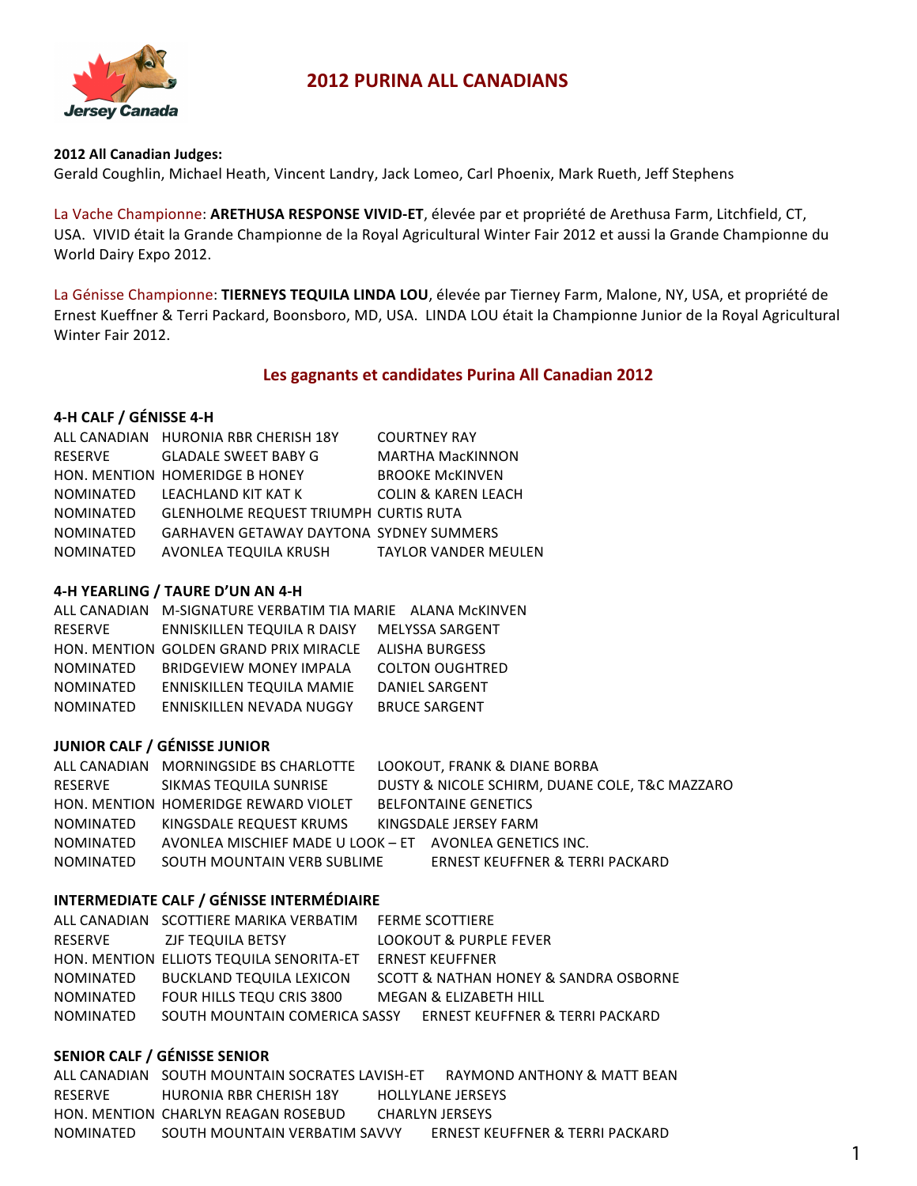# 2012 PURINA ALL CANADIANS

**2012 All Canadian Judges:**
Gerald Coughlin, Michael Heath, Vincent Landry, Jack Lomeo, Carl Phoenix, Mark Rueth, Jeff Stephens

La Vache Championne: **ARETHUSA RESPONSE VIVID-ET**, élevée par et propriété de Arethusa Farm, Litchfield, CT, USA. VIVID était la Grande Championne de la Royal Agricultural Winter Fair 2012 et aussi la Grande Championne du World Dairy Expo 2012.

La Génisse Championne: **TIERNEYS TEQUILA LINDA LOU**, élevée par Tierney Farm, Malone, NY, USA, et propriété de Ernest Kueffner & Terri Packard, Boonsboro, MD, USA. LINDA LOU était la Championne Junior de la Royal Agricultural Winter Fair 2012.

## Les gagnants et candidates Purina All Canadian 2012

### 4-H CALF / GÉNISSE 4-H

| | | |
|---|---|---|
| ALL CANADIAN | HURONIA RBR CHERISH 18Y | COURTNEY RAY |
| RESERVE | GLADALE SWEET BABY G | MARTHA MacKINNON |
| HON. MENTION | HOMERIDGE B HONEY | BROOKE McKINVEN |
| NOMINATED | LEACHLAND KIT KAT K | COLIN & KAREN LEACH |
| NOMINATED | GLENHOLME REQUEST TRIUMPH | CURTIS RUTA |
| NOMINATED | GARHAVEN GETAWAY DAYTONA | SYDNEY SUMMERS |
| NOMINATED | AVONLEA TEQUILA KRUSH | TAYLOR VANDER MEULEN |

### 4-H YEARLING / TAURE D'UN AN 4-H

| | | |
|---|---|---|
| ALL CANADIAN | M-SIGNATURE VERBATIM TIA MARIE | ALANA McKINVEN |
| RESERVE | ENNISKILLEN TEQUILA R DAISY | MELYSSA SARGENT |
| HON. MENTION | GOLDEN GRAND PRIX MIRACLE | ALISHA BURGESS |
| NOMINATED | BRIDGEVIEW MONEY IMPALA | COLTON OUGHTRED |
| NOMINATED | ENNISKILLEN TEQUILA MAMIE | DANIEL SARGENT |
| NOMINATED | ENNISKILLEN NEVADA NUGGY | BRUCE SARGENT |

### JUNIOR CALF / GÉNISSE JUNIOR

| | | |
|---|---|---|
| ALL CANADIAN | MORNINGSIDE BS CHARLOTTE | LOOKOUT, FRANK & DIANE BORBA |
| RESERVE | SIKMAS TEQUILA SUNRISE | DUSTY & NICOLE SCHIRM, DUANE COLE, T&C MAZZARO |
| HON. MENTION | HOMERIDGE REWARD VIOLET | BELFONTAINE GENETICS |
| NOMINATED | KINGSDALE REQUEST KRUMS | KINGSDALE JERSEY FARM |
| NOMINATED | AVONLEA MISCHIEF MADE U LOOK – ET | AVONLEA GENETICS INC. |
| NOMINATED | SOUTH MOUNTAIN VERB SUBLIME | ERNEST KEUFFNER & TERRI PACKARD |

### INTERMEDIATE CALF / GÉNISSE INTERMÉDIAIRE

| | | |
|---|---|---|
| ALL CANADIAN | SCOTTIERE MARIKA VERBATIM | FERME SCOTTIERE |
| RESERVE | ZJF TEQUILA BETSY | LOOKOUT & PURPLE FEVER |
| HON. MENTION | ELLIOTS TEQUILA SENORITA-ET | ERNEST KEUFFNER |
| NOMINATED | BUCKLAND TEQUILA LEXICON | SCOTT & NATHAN HONEY & SANDRA OSBORNE |
| NOMINATED | FOUR HILLS TEQU CRIS 3800 | MEGAN & ELIZABETH HILL |
| NOMINATED | SOUTH MOUNTAIN COMERICA SASSY | ERNEST KEUFFNER & TERRI PACKARD |

### SENIOR CALF / GÉNISSE SENIOR

| | | |
|---|---|---|
| ALL CANADIAN | SOUTH MOUNTAIN SOCRATES LAVISH-ET | RAYMOND ANTHONY & MATT BEAN |
| RESERVE | HURONIA RBR CHERISH 18Y | HOLLYLANE JERSEYS |
| HON. MENTION | CHARLYN REAGAN ROSEBUD | CHARLYN JERSEYS |
| NOMINATED | SOUTH MOUNTAIN VERBATIM SAVVY | ERNEST KEUFFNER & TERRI PACKARD |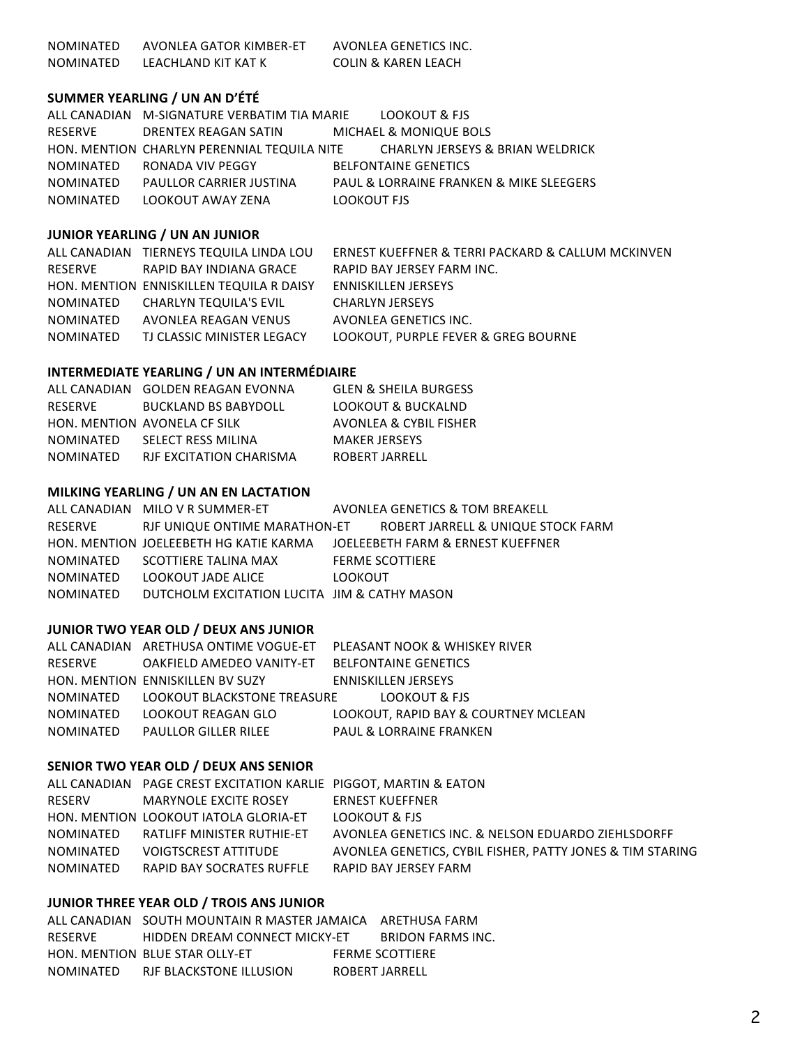| | | |
|---|---|---|
| NOMINATED | AVONLEA GATOR KIMBER-ET | AVONLEA GENETICS INC. |
| NOMINATED | LEACHLAND KIT KAT K | COLIN & KAREN LEACH |

### SUMMER YEARLING / UN AN D'ÉTÉ

| | | |
|---|---|---|
| ALL CANADIAN | M-SIGNATURE VERBATIM TIA MARIE | LOOKOUT & FJS |
| RESERVE | DRENTEX REAGAN SATIN | MICHAEL & MONIQUE BOLS |
| HON. MENTION | CHARLYN PERENNIAL TEQUILA NITE | CHARLYN JERSEYS & BRIAN WELDRICK |
| NOMINATED | RONADA VIV PEGGY | BELFONTAINE GENETICS |
| NOMINATED | PAULLOR CARRIER JUSTINA | PAUL & LORRAINE FRANKEN & MIKE SLEEGERS |
| NOMINATED | LOOKOUT AWAY ZENA | LOOKOUT FJS |

### JUNIOR YEARLING / UN AN JUNIOR

| | | |
|---|---|---|
| ALL CANADIAN | TIERNEYS TEQUILA LINDA LOU | ERNEST KUEFFNER & TERRI PACKARD & CALLUM MCKINVEN |
| RESERVE | RAPID BAY INDIANA GRACE | RAPID BAY JERSEY FARM INC. |
| HON. MENTION | ENNISKILLEN TEQUILA R DAISY | ENNISKILLEN JERSEYS |
| NOMINATED | CHARLYN TEQUILA'S EVIL | CHARLYN JERSEYS |
| NOMINATED | AVONLEA REAGAN VENUS | AVONLEA GENETICS INC. |
| NOMINATED | TJ CLASSIC MINISTER LEGACY | LOOKOUT, PURPLE FEVER & GREG BOURNE |

### INTERMEDIATE YEARLING / UN AN INTERMÉDIAIRE

| | | |
|---|---|---|
| ALL CANADIAN | GOLDEN REAGAN EVONNA | GLEN & SHEILA BURGESS |
| RESERVE | BUCKLAND BS BABYDOLL | LOOKOUT & BUCKALND |
| HON. MENTION | AVONELA CF SILK | AVONLEA & CYBIL FISHER |
| NOMINATED | SELECT RESS MILINA | MAKER JERSEYS |
| NOMINATED | RJF EXCITATION CHARISMA | ROBERT JARRELL |

### MILKING YEARLING / UN AN EN LACTATION

| | | |
|---|---|---|
| ALL CANADIAN | MILO V R SUMMER-ET | AVONLEA GENETICS & TOM BREAKELL |
| RESERVE | RJF UNIQUE ONTIME MARATHON-ET | ROBERT JARRELL & UNIQUE STOCK FARM |
| HON. MENTION | JOELEEBETH HG KATIE KARMA | JOELEEBETH FARM & ERNEST KUEFFNER |
| NOMINATED | SCOTTIERE TALINA MAX | FERME SCOTTIERE |
| NOMINATED | LOOKOUT JADE ALICE | LOOKOUT |
| NOMINATED | DUTCHOLM EXCITATION LUCITA | JIM & CATHY MASON |

### JUNIOR TWO YEAR OLD / DEUX ANS JUNIOR

| | | |
|---|---|---|
| ALL CANADIAN | ARETHUSA ONTIME VOGUE-ET | PLEASANT NOOK & WHISKEY RIVER |
| RESERVE | OAKFIELD AMEDEO VANITY-ET | BELFONTAINE GENETICS |
| HON. MENTION | ENNISKILLEN BV SUZY | ENNISKILLEN JERSEYS |
| NOMINATED | LOOKOUT BLACKSTONE TREASURE | LOOKOUT & FJS |
| NOMINATED | LOOKOUT REAGAN GLO | LOOKOUT, RAPID BAY & COURTNEY MCLEAN |
| NOMINATED | PAULLOR GILLER RILEE | PAUL & LORRAINE FRANKEN |

### SENIOR TWO YEAR OLD / DEUX ANS SENIOR

| | | |
|---|---|---|
| ALL CANADIAN | PAGE CREST EXCITATION KARLIE | PIGGOT, MARTIN & EATON |
| RESERV | MARYNOLE EXCITE ROSEY | ERNEST KUEFFNER |
| HON. MENTION | LOOKOUT IATOLA GLORIA-ET | LOOKOUT & FJS |
| NOMINATED | RATLIFF MINISTER RUTHIE-ET | AVONLEA GENETICS INC. & NELSON EDUARDO ZIEHLSDORFF |
| NOMINATED | VOIGTSCREST ATTITUDE | AVONLEA GENETICS, CYBIL FISHER, PATTY JONES & TIM STARING |
| NOMINATED | RAPID BAY SOCRATES RUFFLE | RAPID BAY JERSEY FARM |

### JUNIOR THREE YEAR OLD / TROIS ANS JUNIOR

| | | |
|---|---|---|
| ALL CANADIAN | SOUTH MOUNTAIN R MASTER JAMAICA | ARETHUSA FARM |
| RESERVE | HIDDEN DREAM CONNECT MICKY-ET | BRIDON FARMS INC. |
| HON. MENTION | BLUE STAR OLLY-ET | FERME SCOTTIERE |
| NOMINATED | RJF BLACKSTONE ILLUSION | ROBERT JARRELL |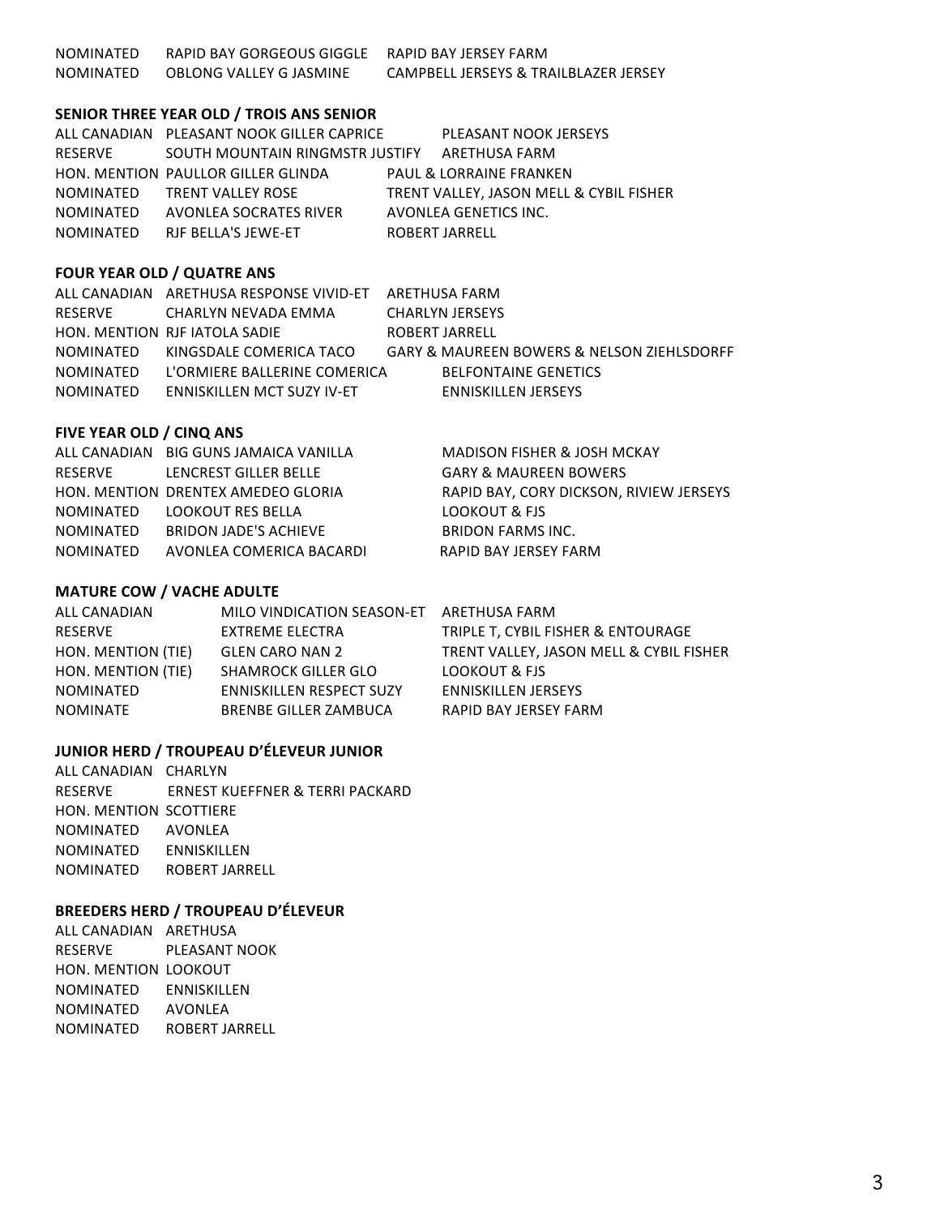| | | |
|---|---|---|
| NOMINATED | RAPID BAY GORGEOUS GIGGLE | RAPID BAY JERSEY FARM |
| NOMINATED | OBLONG VALLEY G JASMINE | CAMPBELL JERSEYS & TRAILBLAZER JERSEY |

**SENIOR THREE YEAR OLD / TROIS ANS SENIOR**

| | | |
|---|---|---|
| ALL CANADIAN | PLEASANT NOOK GILLER CAPRICE | PLEASANT NOOK JERSEYS |
| RESERVE | SOUTH MOUNTAIN RINGMSTR JUSTIFY | ARETHUSA FARM |
| HON. MENTION | PAULLOR GILLER GLINDA | PAUL & LORRAINE FRANKEN |
| NOMINATED | TRENT VALLEY ROSE | TRENT VALLEY, JASON MELL & CYBIL FISHER |
| NOMINATED | AVONLEA SOCRATES RIVER | AVONLEA GENETICS INC. |
| NOMINATED | RJF BELLA'S JEWE-ET | ROBERT JARRELL |

**FOUR YEAR OLD / QUATRE ANS**

| | | |
|---|---|---|
| ALL CANADIAN | ARETHUSA RESPONSE VIVID-ET | ARETHUSA FARM |
| RESERVE | CHARLYN NEVADA EMMA | CHARLYN JERSEYS |
| HON. MENTION | RJF IATOLA SADIE | ROBERT JARRELL |
| NOMINATED | KINGSDALE COMERICA TACO | GARY & MAUREEN BOWERS & NELSON ZIEHLSDORFF |
| NOMINATED | L'ORMIERE BALLERINE COMERICA | BELFONTAINE GENETICS |
| NOMINATED | ENNISKILLEN MCT SUZY IV-ET | ENNISKILLEN JERSEYS |

**FIVE YEAR OLD / CINQ ANS**

| | | |
|---|---|---|
| ALL CANADIAN | BIG GUNS JAMAICA VANILLA | MADISON FISHER & JOSH MCKAY |
| RESERVE | LENCREST GILLER BELLE | GARY & MAUREEN BOWERS |
| HON. MENTION | DRENTEX AMEDEO GLORIA | RAPID BAY, CORY DICKSON, RIVIEW JERSEYS |
| NOMINATED | LOOKOUT RES BELLA | LOOKOUT & FJS |
| NOMINATED | BRIDON JADE'S ACHIEVE | BRIDON FARMS INC. |
| NOMINATED | AVONLEA COMERICA BACARDI | RAPID BAY JERSEY FARM |

**MATURE COW / VACHE ADULTE**

| | | |
|---|---|---|
| ALL CANADIAN | MILO VINDICATION SEASON-ET | ARETHUSA FARM |
| RESERVE | EXTREME ELECTRA | TRIPLE T, CYBIL FISHER & ENTOURAGE |
| HON. MENTION (TIE) | GLEN CARO NAN 2 | TRENT VALLEY, JASON MELL & CYBIL FISHER |
| HON. MENTION (TIE) | SHAMROCK GILLER GLO | LOOKOUT & FJS |
| NOMINATED | ENNISKILLEN RESPECT SUZY | ENNISKILLEN JERSEYS |
| NOMINATE | BRENBE GILLER ZAMBUCA | RAPID BAY JERSEY FARM |

**JUNIOR HERD / TROUPEAU D'ÉLEVEUR JUNIOR**

| | |
|---|---|
| ALL CANADIAN | CHARLYN |
| RESERVE | ERNEST KUEFFNER & TERRI PACKARD |
| HON. MENTION | SCOTTIERE |
| NOMINATED | AVONLEA |
| NOMINATED | ENNISKILLEN |
| NOMINATED | ROBERT JARRELL |

**BREEDERS HERD / TROUPEAU D'ÉLEVEUR**

| | |
|---|---|
| ALL CANADIAN | ARETHUSA |
| RESERVE | PLEASANT NOOK |
| HON. MENTION | LOOKOUT |
| NOMINATED | ENNISKILLEN |
| NOMINATED | AVONLEA |
| NOMINATED | ROBERT JARRELL |